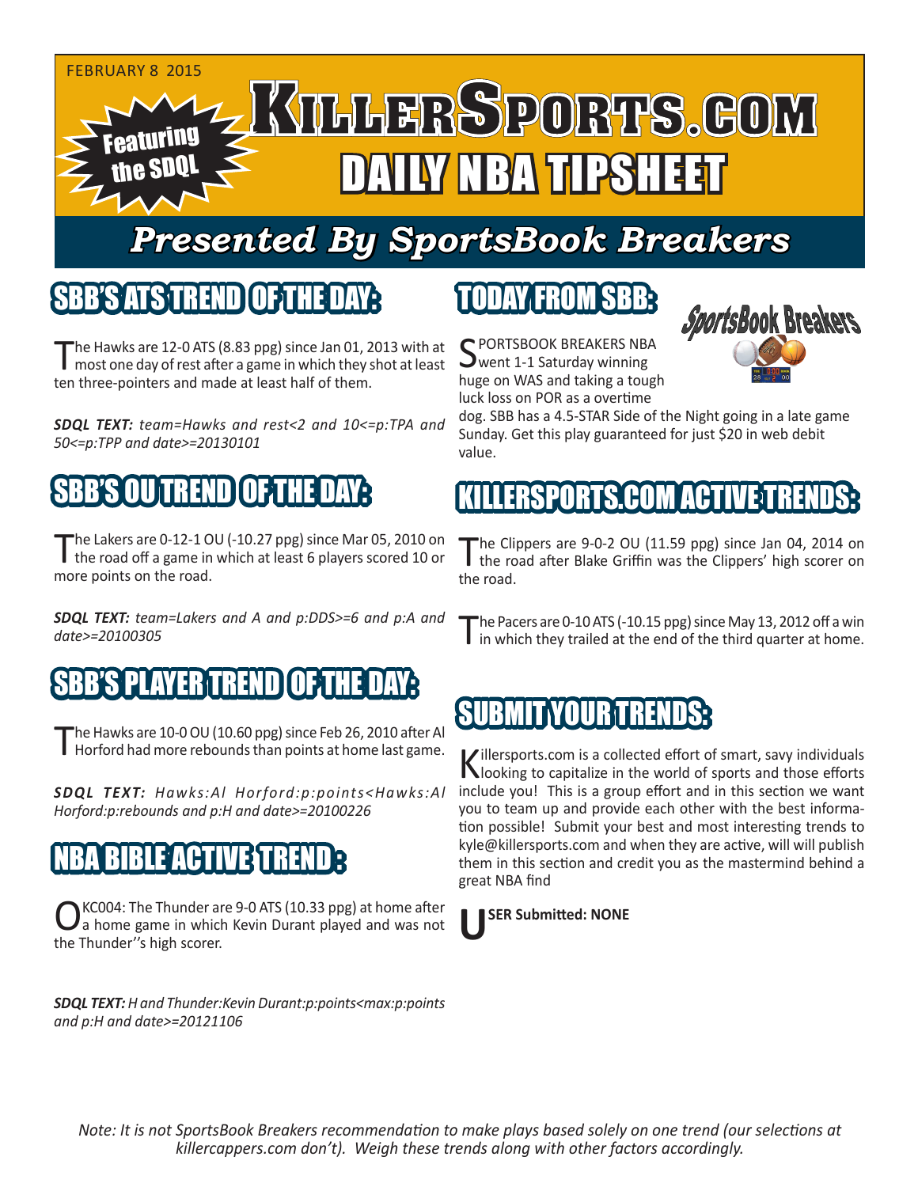FEBRUARY 8 2015

Featuring the SDQL

# KILLERSPORTS.COM

# DAILY NBA TIPSHEET

## *Presented By SportsBook Breakers*

## SBB'S ATS TREND OF THE DAY:

The Hawks are 12-0 ATS (8.83 ppg) since Jan 01, 2013 with at most one day of rest after a game in which they shot at least ten three-pointers and made at least half of them.

***SDQL TEXT:*** *team=Hawks and rest<2 and 10<=p:TPA and 50<=p:TPP and date>=20130101*

## SBB'S OU TREND OF THE DAY:

The Lakers are 0-12-1 OU (-10.27 ppg) since Mar 05, 2010 on the road off a game in which at least 6 players scored 10 or more points on the road.

***SDQL TEXT:*** *team=Lakers and A and p:DDS>=6 and p:A and date>=20100305*

## SBB'S PLAYER TREND OF THE DAY:

The Hawks are 10-0 OU (10.60 ppg) since Feb 26, 2010 after Al Horford had more rebounds than points at home last game.

***SDQL TEXT:*** *Hawks:Al Horford:p:points<Hawks:Al Horford:p:rebounds and p:H and date>=20100226*

## NBA BIBLE ACTIVE TREND:

OKC004: The Thunder are 9-0 ATS (10.33 ppg) at home after a home game in which Kevin Durant played and was not the Thunder''s high scorer.

***SDQL TEXT:*** *H and Thunder:Kevin Durant:p:points<max:p:points and p:H and date>=20121106*

## TODAY FROM SBB:

SportsBook Breakers

SPORTSBOOK BREAKERS NBA went 1-1 Saturday winning huge on WAS and taking a tough luck loss on POR as a overtime dog. SBB has a 4.5-STAR Side of the Night going in a late game Sunday. Get this play guaranteed for just $20 in web debit value.

## KILLERSPORTS.COM ACTIVE TRENDS:

The Clippers are 9-0-2 OU (11.59 ppg) since Jan 04, 2014 on the road after Blake Griffin was the Clippers' high scorer on the road.

The Pacers are 0-10 ATS (-10.15 ppg) since May 13, 2012 off a win in which they trailed at the end of the third quarter at home.

## SUBMIT YOUR TRENDS:

Killersports.com is a collected effort of smart, savy individuals looking to capitalize in the world of sports and those efforts include you! This is a group effort and in this section we want you to team up and provide each other with the best information possible! Submit your best and most interesting trends to kyle@killersports.com and when they are active, will will publish them in this section and credit you as the mastermind behind a great NBA find

**USER Submitted: NONE**

*Note: It is not SportsBook Breakers recommendation to make plays based solely on one trend (our selections at killercappers.com don't). Weigh these trends along with other factors accordingly.*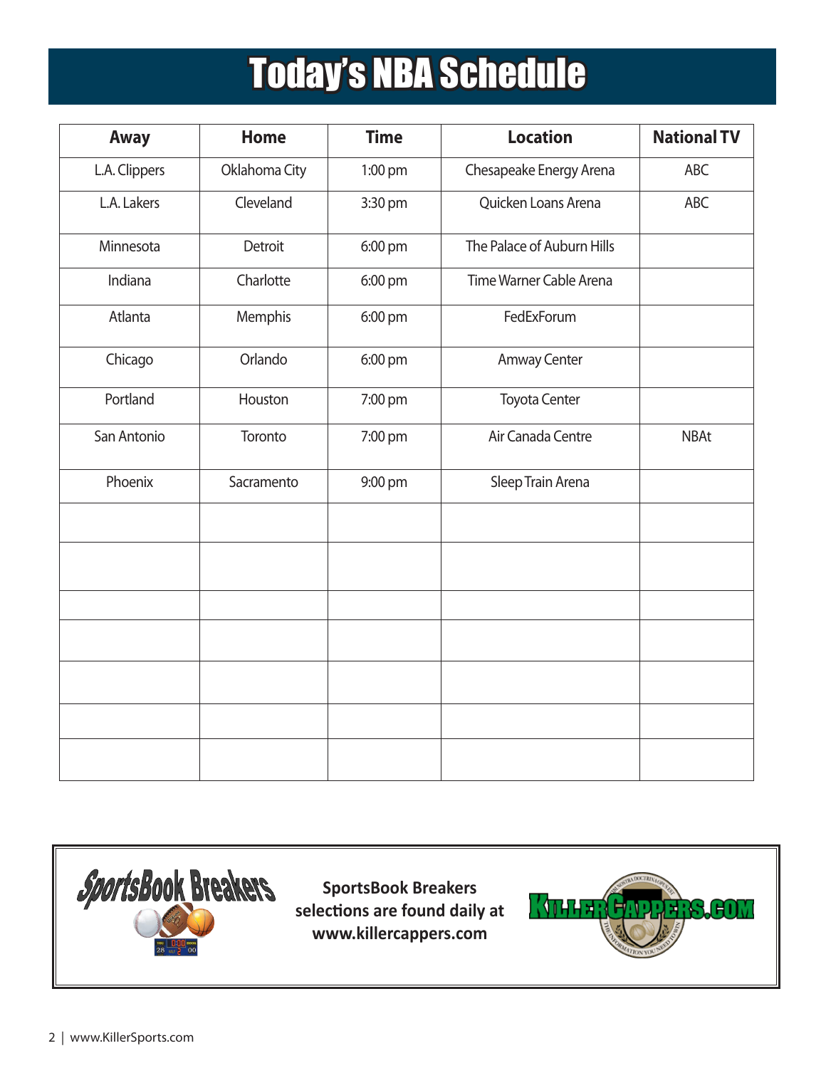# Today's NBA Schedule

| Away | Home | Time | Location | National TV |
|---|---|---|---|---|
| L.A. Clippers | Oklahoma City | 1:00 pm | Chesapeake Energy Arena | ABC |
| L.A. Lakers | Cleveland | 3:30 pm | Quicken Loans Arena | ABC |
| Minnesota | Detroit | 6:00 pm | The Palace of Auburn Hills | |
| Indiana | Charlotte | 6:00 pm | Time Warner Cable Arena | |
| Atlanta | Memphis | 6:00 pm | FedExForum | |
| Chicago | Orlando | 6:00 pm | Amway Center | |
| Portland | Houston | 7:00 pm | Toyota Center | |
| San Antonio | Toronto | 7:00 pm | Air Canada Centre | NBAt |
| Phoenix | Sacramento | 9:00 pm | Sleep Train Arena | |
| | | | | |
| | | | | |
| | | | | |
| | | | | |
| | | | | |
| | | | | |
| | | | | |

SportsBook Breakers

**SportsBook Breakers selections are found daily at www.killercappers.com**

KILLERCAPPERS.COM